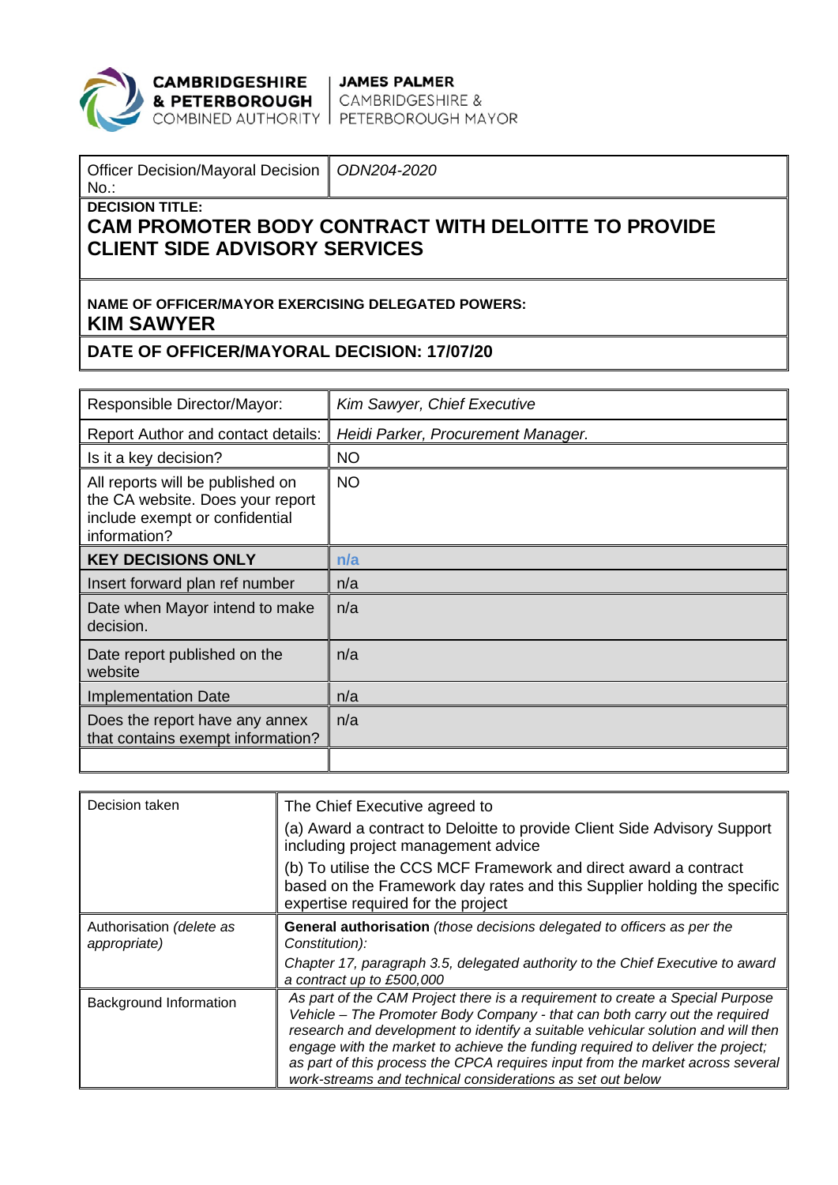**CAMBRIDGESHIRE & PETERBOROUGH COMBINED AUTHORITY** | **JAMES PALMER** CAMBRIDGESHIRE & PETERBOROUGH MAYOR

| Officer Decision/Mayoral Decision No.: | *ODN204-2020* |
|---|---|

**DECISION TITLE:**

## CAM PROMOTER BODY CONTRACT WITH DELOITTE TO PROVIDE CLIENT SIDE ADVISORY SERVICES

**NAME OF OFFICER/MAYOR EXERCISING DELEGATED POWERS:**

**KIM SAWYER**

**DATE OF OFFICER/MAYORAL DECISION: 17/07/20**

| | |
|---|---|
| Responsible Director/Mayor: | *Kim Sawyer, Chief Executive* |
| Report Author and contact details: | *Heidi Parker, Procurement Manager.* |
| Is it a key decision? | NO |
| All reports will be published on the CA website. Does your report include exempt or confidential information? | NO |
| **KEY DECISIONS ONLY** | **n/a** |
| Insert forward plan ref number | n/a |
| Date when Mayor intend to make decision. | n/a |
| Date report published on the website | n/a |
| Implementation Date | n/a |
| Does the report have any annex that contains exempt information? | n/a |
| | |

| | |
|---|---|
| Decision taken | The Chief Executive agreed to<br>(a) Award a contract to Deloitte to provide Client Side Advisory Support including project management advice<br>(b) To utilise the CCS MCF Framework and direct award a contract based on the Framework day rates and this Supplier holding the specific expertise required for the project |
| Authorisation *(delete as appropriate)* | **General authorisation** *(those decisions delegated to officers as per the Constitution):*<br>*Chapter 17, paragraph 3.5, delegated authority to the Chief Executive to award a contract up to £500,000* |
| Background Information | *As part of the CAM Project there is a requirement to create a Special Purpose Vehicle – The Promoter Body Company - that can both carry out the required research and development to identify a suitable vehicular solution and will then engage with the market to achieve the funding required to deliver the project; as part of this process the CPCA requires input from the market across several work-streams and technical considerations as set out below* |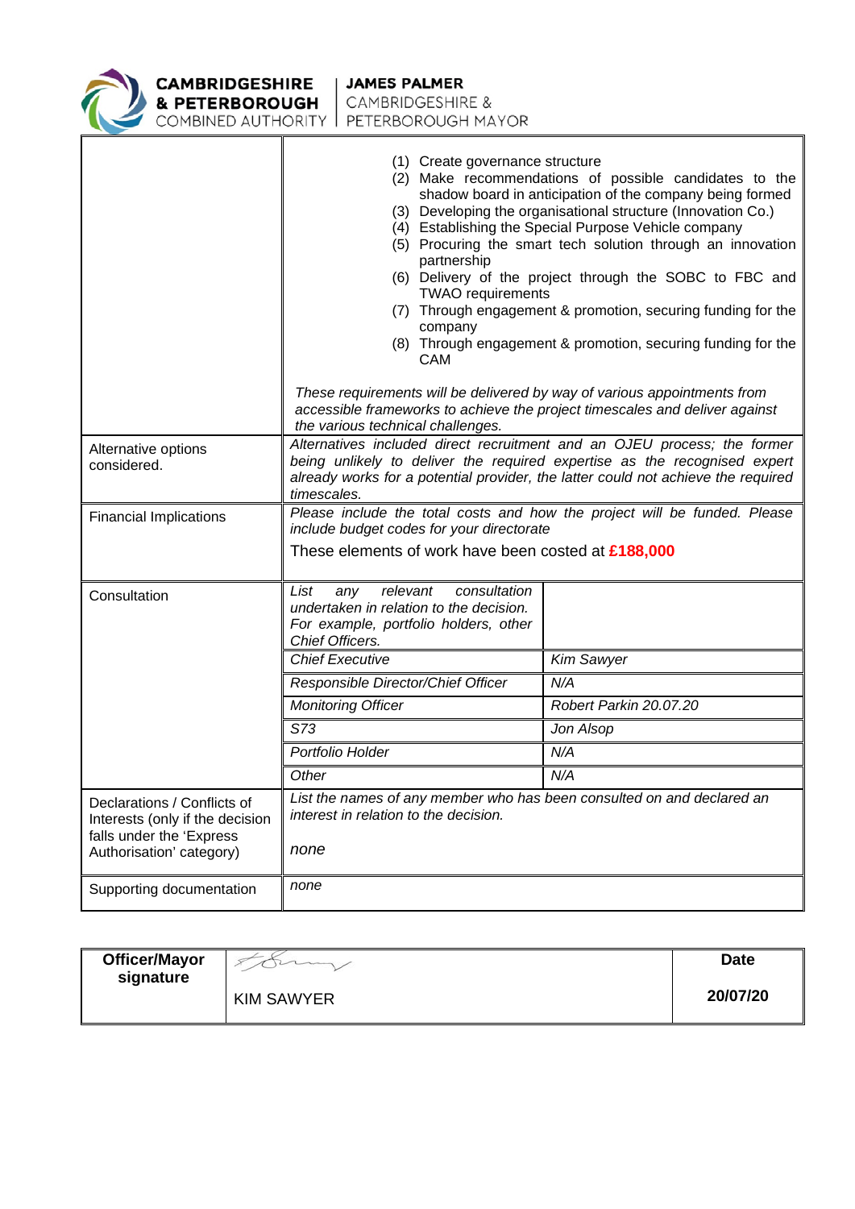| | |
|---|---|
| | (1) Create governance structure<br>(2) Make recommendations of possible candidates to the shadow board in anticipation of the company being formed<br>(3) Developing the organisational structure (Innovation Co.)<br>(4) Establishing the Special Purpose Vehicle company<br>(5) Procuring the smart tech solution through an innovation partnership<br>(6) Delivery of the project through the SOBC to FBC and TWAO requirements<br>(7) Through engagement & promotion, securing funding for the company<br>(8) Through engagement & promotion, securing funding for the CAM<br><br>*These requirements will be delivered by way of various appointments from accessible frameworks to achieve the project timescales and deliver against the various technical challenges.* |
| Alternative options considered. | *Alternatives included direct recruitment and an OJEU process; the former being unlikely to deliver the required expertise as the recognised expert already works for a potential provider, the latter could not achieve the required timescales.* |
| Financial Implications | *Please include the total costs and how the project will be funded. Please include budget codes for your directorate*<br>These elements of work have been costed at **£188,000** |

| Consultation | | |
|---|---|---|
| | *List any relevant consultation undertaken in relation to the decision. For example, portfolio holders, other Chief Officers.* | |
| | *Chief Executive* | *Kim Sawyer* |
| | *Responsible Director/Chief Officer* | *N/A* |
| | *Monitoring Officer* | *Robert Parkin 20.07.20* |
| | *S73* | *Jon Alsop* |
| | *Portfolio Holder* | *N/A* |
| | *Other* | *N/A* |

| | |
|---|---|
| Declarations / Conflicts of Interests (only if the decision falls under the 'Express Authorisation' category) | *List the names of any member who has been consulted on and declared an interest in relation to the decision.*<br><br>*none* |
| Supporting documentation | *none* |

| **Officer/Mayor signature** | KIM SAWYER | **Date**<br>**20/07/20** |
|---|---|---|